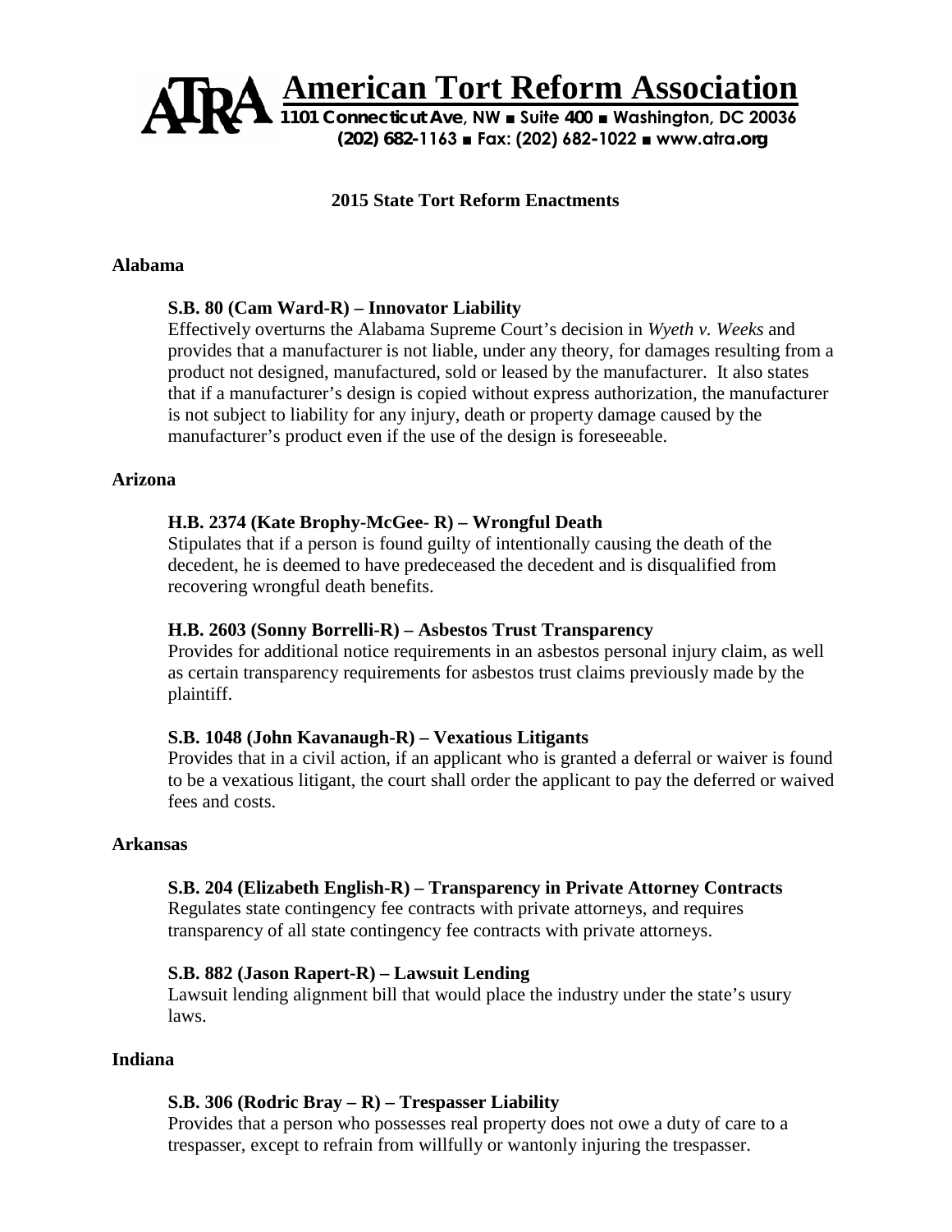# American Tort Reform Association

**1101 Connecticut Ave, NW ■ Suite 400 ■ Washington, DC 20036**
**(202) 682-1163 ■ Fax: (202) 682-1022 ■ www.atra.org**

## 2015 State Tort Reform Enactments

### Alabama

**S.B. 80 (Cam Ward-R) – Innovator Liability**
Effectively overturns the Alabama Supreme Court's decision in *Wyeth v. Weeks* and provides that a manufacturer is not liable, under any theory, for damages resulting from a product not designed, manufactured, sold or leased by the manufacturer. It also states that if a manufacturer's design is copied without express authorization, the manufacturer is not subject to liability for any injury, death or property damage caused by the manufacturer's product even if the use of the design is foreseeable.

### Arizona

**H.B. 2374 (Kate Brophy-McGee- R) – Wrongful Death**
Stipulates that if a person is found guilty of intentionally causing the death of the decedent, he is deemed to have predeceased the decedent and is disqualified from recovering wrongful death benefits.

**H.B. 2603 (Sonny Borrelli-R) – Asbestos Trust Transparency**
Provides for additional notice requirements in an asbestos personal injury claim, as well as certain transparency requirements for asbestos trust claims previously made by the plaintiff.

**S.B. 1048 (John Kavanaugh-R) – Vexatious Litigants**
Provides that in a civil action, if an applicant who is granted a deferral or waiver is found to be a vexatious litigant, the court shall order the applicant to pay the deferred or waived fees and costs.

### Arkansas

**S.B. 204 (Elizabeth English-R) – Transparency in Private Attorney Contracts**
Regulates state contingency fee contracts with private attorneys, and requires transparency of all state contingency fee contracts with private attorneys.

**S.B. 882 (Jason Rapert-R) – Lawsuit Lending**
Lawsuit lending alignment bill that would place the industry under the state's usury laws.

### Indiana

**S.B. 306 (Rodric Bray – R) – Trespasser Liability**
Provides that a person who possesses real property does not owe a duty of care to a trespasser, except to refrain from willfully or wantonly injuring the trespasser.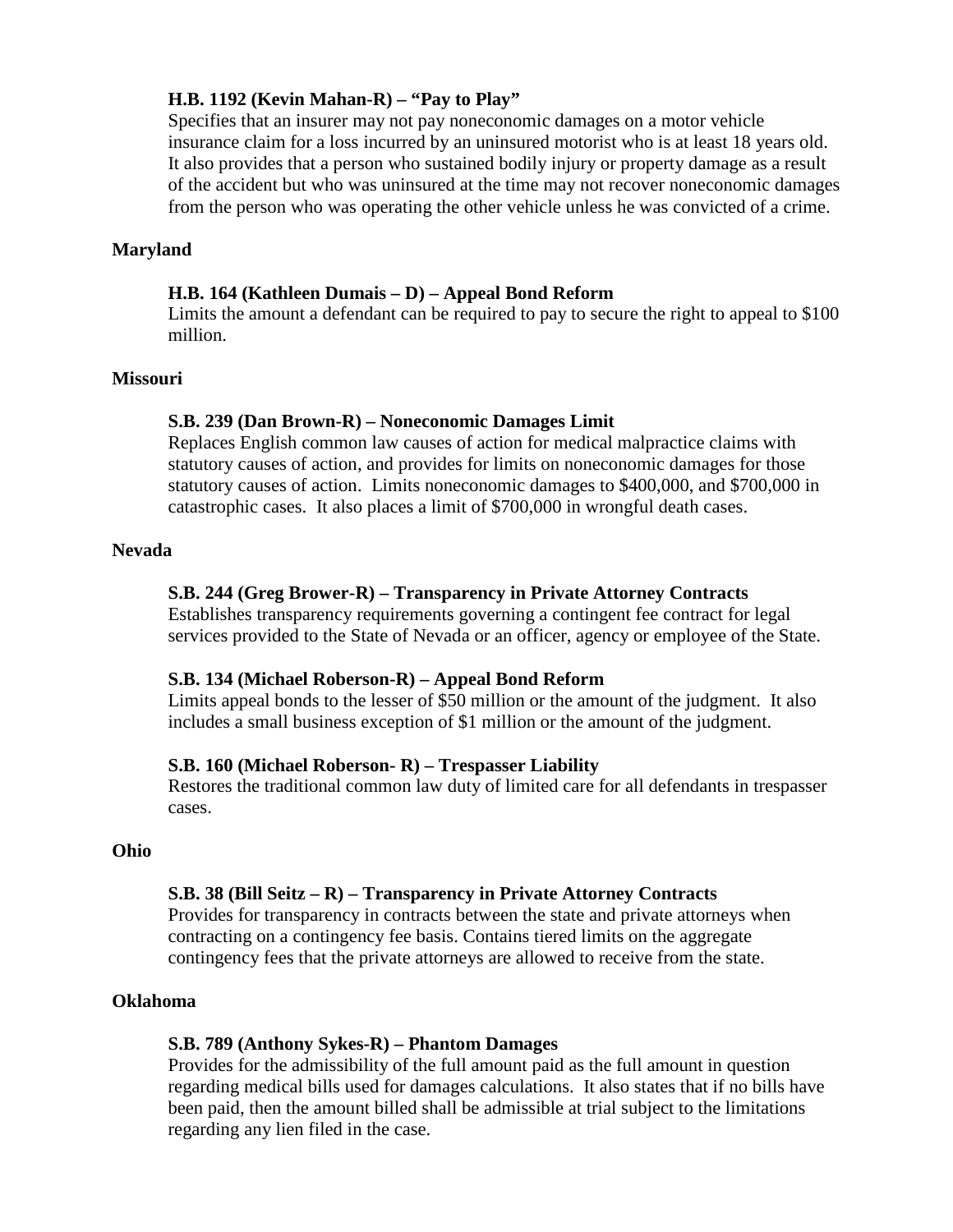**H.B. 1192 (Kevin Mahan-R) – "Pay to Play"**
Specifies that an insurer may not pay noneconomic damages on a motor vehicle insurance claim for a loss incurred by an uninsured motorist who is at least 18 years old. It also provides that a person who sustained bodily injury or property damage as a result of the accident but who was uninsured at the time may not recover noneconomic damages from the person who was operating the other vehicle unless he was convicted of a crime.

**Maryland**

**H.B. 164 (Kathleen Dumais – D) – Appeal Bond Reform**
Limits the amount a defendant can be required to pay to secure the right to appeal to $100 million.

**Missouri**

**S.B. 239 (Dan Brown-R) – Noneconomic Damages Limit**
Replaces English common law causes of action for medical malpractice claims with statutory causes of action, and provides for limits on noneconomic damages for those statutory causes of action. Limits noneconomic damages to $400,000, and $700,000 in catastrophic cases. It also places a limit of $700,000 in wrongful death cases.

**Nevada**

**S.B. 244 (Greg Brower-R) – Transparency in Private Attorney Contracts**
Establishes transparency requirements governing a contingent fee contract for legal services provided to the State of Nevada or an officer, agency or employee of the State.

**S.B. 134 (Michael Roberson-R) – Appeal Bond Reform**
Limits appeal bonds to the lesser of $50 million or the amount of the judgment. It also includes a small business exception of $1 million or the amount of the judgment.

**S.B. 160 (Michael Roberson- R) – Trespasser Liability**
Restores the traditional common law duty of limited care for all defendants in trespasser cases.

**Ohio**

**S.B. 38 (Bill Seitz – R) – Transparency in Private Attorney Contracts**
Provides for transparency in contracts between the state and private attorneys when contracting on a contingency fee basis. Contains tiered limits on the aggregate contingency fees that the private attorneys are allowed to receive from the state.

**Oklahoma**

**S.B. 789 (Anthony Sykes-R) – Phantom Damages**
Provides for the admissibility of the full amount paid as the full amount in question regarding medical bills used for damages calculations. It also states that if no bills have been paid, then the amount billed shall be admissible at trial subject to the limitations regarding any lien filed in the case.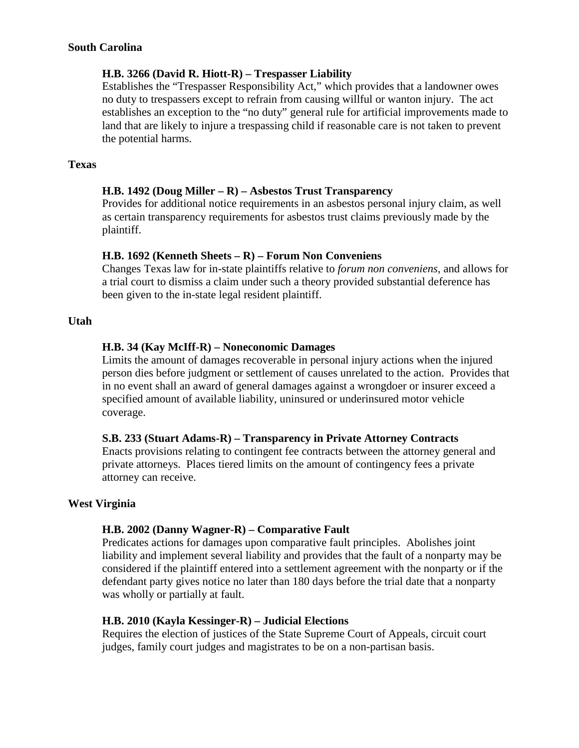**South Carolina**

**H.B. 3266 (David R. Hiott-R) – Trespasser Liability**
Establishes the "Trespasser Responsibility Act," which provides that a landowner owes no duty to trespassers except to refrain from causing willful or wanton injury. The act establishes an exception to the "no duty" general rule for artificial improvements made to land that are likely to injure a trespassing child if reasonable care is not taken to prevent the potential harms.

**Texas**

**H.B. 1492 (Doug Miller – R) – Asbestos Trust Transparency**
Provides for additional notice requirements in an asbestos personal injury claim, as well as certain transparency requirements for asbestos trust claims previously made by the plaintiff.

**H.B. 1692 (Kenneth Sheets – R) – Forum Non Conveniens**
Changes Texas law for in-state plaintiffs relative to *forum non conveniens*, and allows for a trial court to dismiss a claim under such a theory provided substantial deference has been given to the in-state legal resident plaintiff.

**Utah**

**H.B. 34 (Kay McIff-R) – Noneconomic Damages**
Limits the amount of damages recoverable in personal injury actions when the injured person dies before judgment or settlement of causes unrelated to the action. Provides that in no event shall an award of general damages against a wrongdoer or insurer exceed a specified amount of available liability, uninsured or underinsured motor vehicle coverage.

**S.B. 233 (Stuart Adams-R) – Transparency in Private Attorney Contracts**
Enacts provisions relating to contingent fee contracts between the attorney general and private attorneys. Places tiered limits on the amount of contingency fees a private attorney can receive.

**West Virginia**

**H.B. 2002 (Danny Wagner-R) – Comparative Fault**
Predicates actions for damages upon comparative fault principles. Abolishes joint liability and implement several liability and provides that the fault of a nonparty may be considered if the plaintiff entered into a settlement agreement with the nonparty or if the defendant party gives notice no later than 180 days before the trial date that a nonparty was wholly or partially at fault.

**H.B. 2010 (Kayla Kessinger-R) – Judicial Elections**
Requires the election of justices of the State Supreme Court of Appeals, circuit court judges, family court judges and magistrates to be on a non-partisan basis.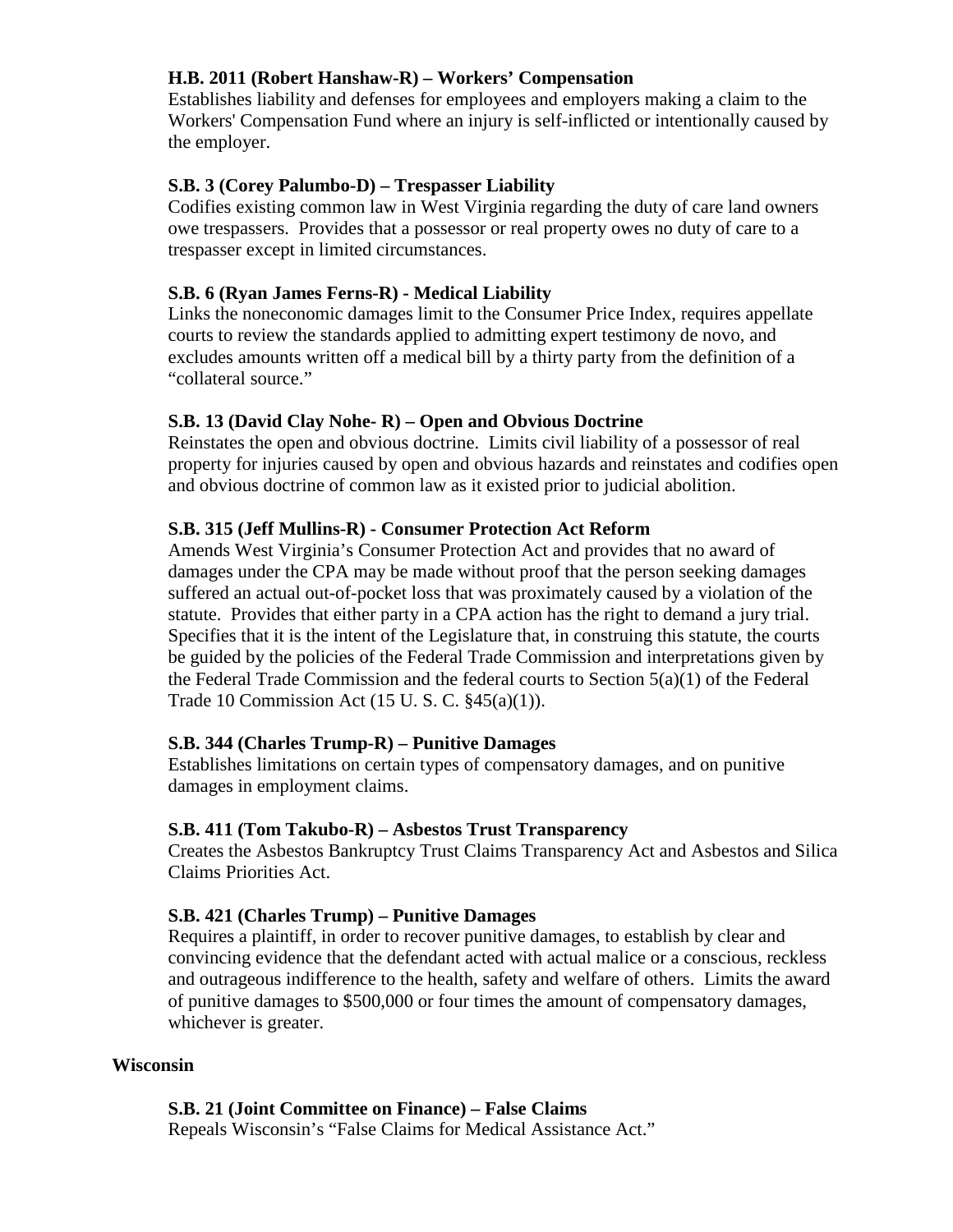**H.B. 2011 (Robert Hanshaw-R) – Workers' Compensation**
Establishes liability and defenses for employees and employers making a claim to the Workers' Compensation Fund where an injury is self-inflicted or intentionally caused by the employer.

**S.B. 3 (Corey Palumbo-D) – Trespasser Liability**
Codifies existing common law in West Virginia regarding the duty of care land owners owe trespassers. Provides that a possessor or real property owes no duty of care to a trespasser except in limited circumstances.

**S.B. 6 (Ryan James Ferns-R) - Medical Liability**
Links the noneconomic damages limit to the Consumer Price Index, requires appellate courts to review the standards applied to admitting expert testimony de novo, and excludes amounts written off a medical bill by a thirty party from the definition of a "collateral source."

**S.B. 13 (David Clay Nohe- R) – Open and Obvious Doctrine**
Reinstates the open and obvious doctrine. Limits civil liability of a possessor of real property for injuries caused by open and obvious hazards and reinstates and codifies open and obvious doctrine of common law as it existed prior to judicial abolition.

**S.B. 315 (Jeff Mullins-R) - Consumer Protection Act Reform**
Amends West Virginia's Consumer Protection Act and provides that no award of damages under the CPA may be made without proof that the person seeking damages suffered an actual out-of-pocket loss that was proximately caused by a violation of the statute. Provides that either party in a CPA action has the right to demand a jury trial. Specifies that it is the intent of the Legislature that, in construing this statute, the courts be guided by the policies of the Federal Trade Commission and interpretations given by the Federal Trade Commission and the federal courts to Section 5(a)(1) of the Federal Trade 10 Commission Act (15 U. S. C. §45(a)(1)).

**S.B. 344 (Charles Trump-R) – Punitive Damages**
Establishes limitations on certain types of compensatory damages, and on punitive damages in employment claims.

**S.B. 411 (Tom Takubo-R) – Asbestos Trust Transparency**
Creates the Asbestos Bankruptcy Trust Claims Transparency Act and Asbestos and Silica Claims Priorities Act.

**S.B. 421 (Charles Trump) – Punitive Damages**
Requires a plaintiff, in order to recover punitive damages, to establish by clear and convincing evidence that the defendant acted with actual malice or a conscious, reckless and outrageous indifference to the health, safety and welfare of others. Limits the award of punitive damages to $500,000 or four times the amount of compensatory damages, whichever is greater.

**Wisconsin**

**S.B. 21 (Joint Committee on Finance) – False Claims**
Repeals Wisconsin's "False Claims for Medical Assistance Act."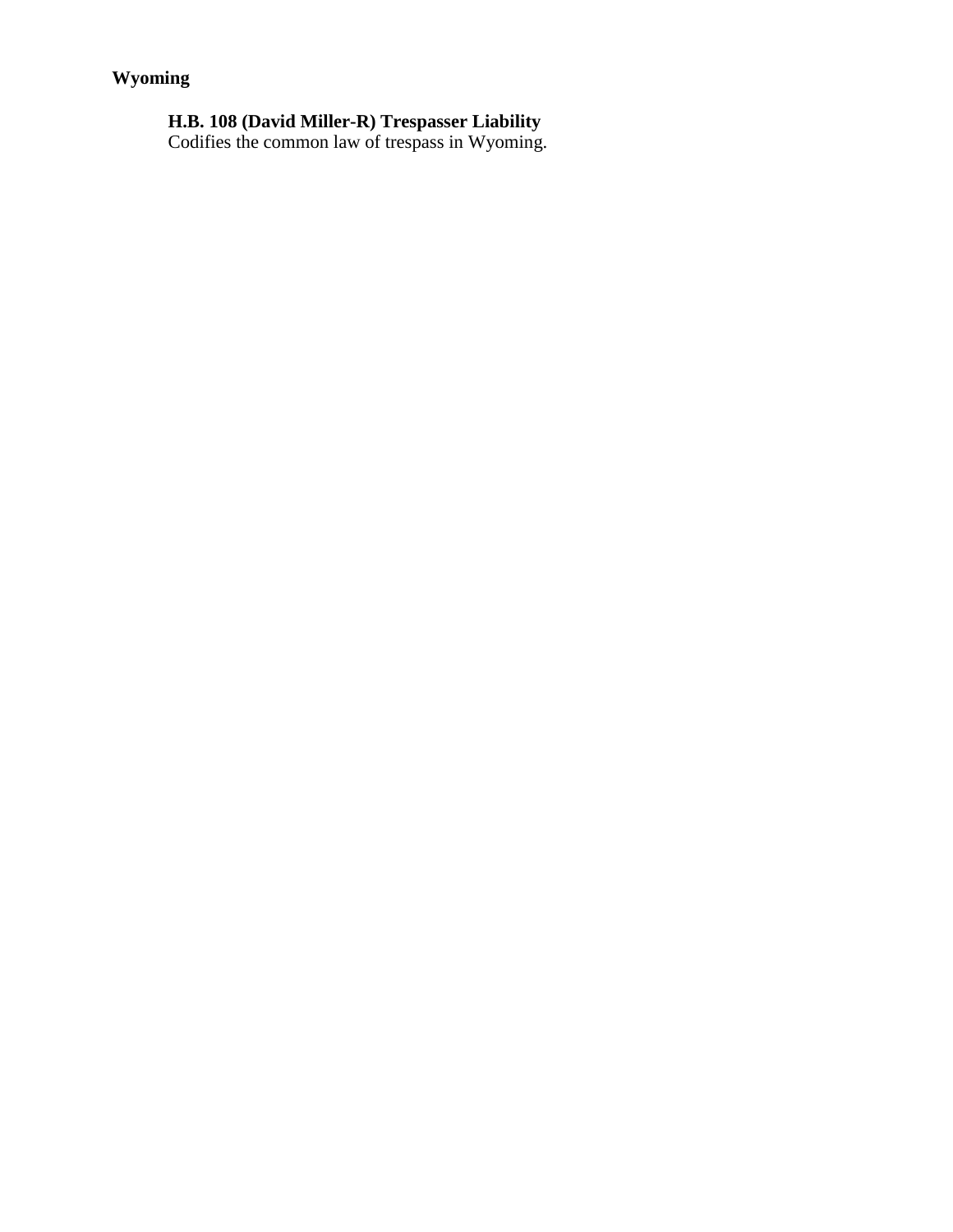**Wyoming**

**H.B. 108 (David Miller-R) Trespasser Liability**
Codifies the common law of trespass in Wyoming.